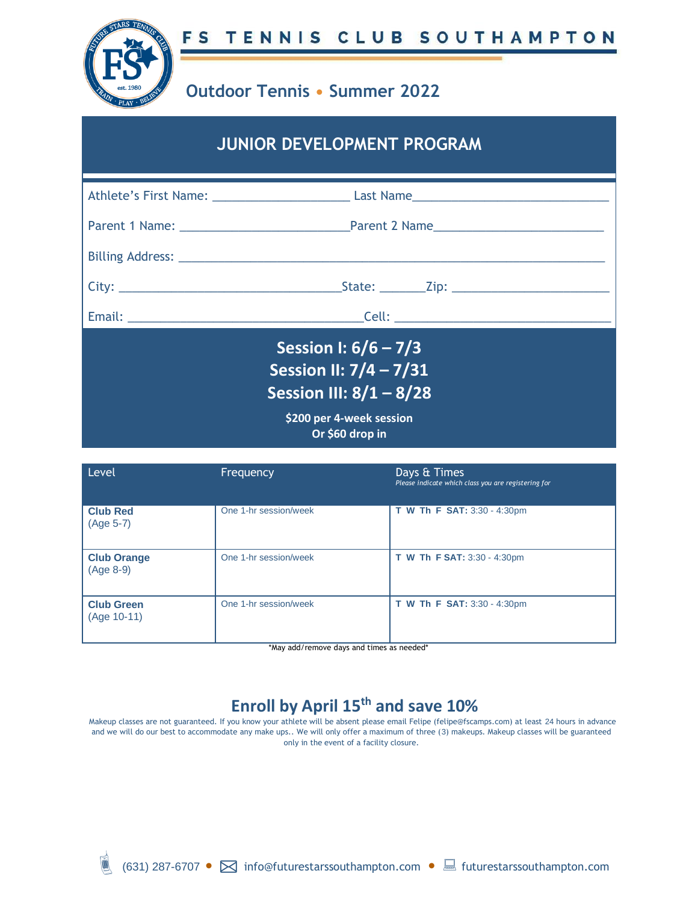# FS TENNIS CLUB SOUTHAMPTON

## Outdoor Tennis • Summer 2022

## JUNIOR DEVELOPMENT PROGRAM

Athlete's First Name: ____________________ Last Name____________________________

Parent 1 Name: ________________________Parent 2 Name______________________

Billing Address: ____________________________________________________________

City: _______________________________State: ______Zip: _____________________

Email: _________________________________Cell: ______________________________

**Session I: 6/6 – 7/3**
**Session II: 7/4 – 7/31**
**Session III: 8/1 – 8/28**

**$200 per 4-week session**
**Or $60 drop in**

| Level | Frequency | Days & Times *Please indicate which class you are registering for* |
| --- | --- | --- |
| **Club Red** (Age 5-7) | One 1-hr session/week | **T W Th F SAT:** 3:30 - 4:30pm |
| **Club Orange** (Age 8-9) | One 1-hr session/week | **T W Th F SAT:** 3:30 - 4:30pm |
| **Club Green** (Age 10-11) | One 1-hr session/week | **T W Th F SAT:** 3:30 - 4:30pm |

*May add/remove days and times as needed*

## Enroll by April 15th and save 10%

Makeup classes are not guaranteed. If you know your athlete will be absent please email Felipe (felipe@fscamps.com) at least 24 hours in advance and we will do our best to accommodate any make ups.. We will only offer a maximum of three (3) makeups. Makeup classes will be guaranteed only in the event of a facility closure.

(631) 287-6707 • info@futurestarssouthampton.com • futurestarssouthampton.com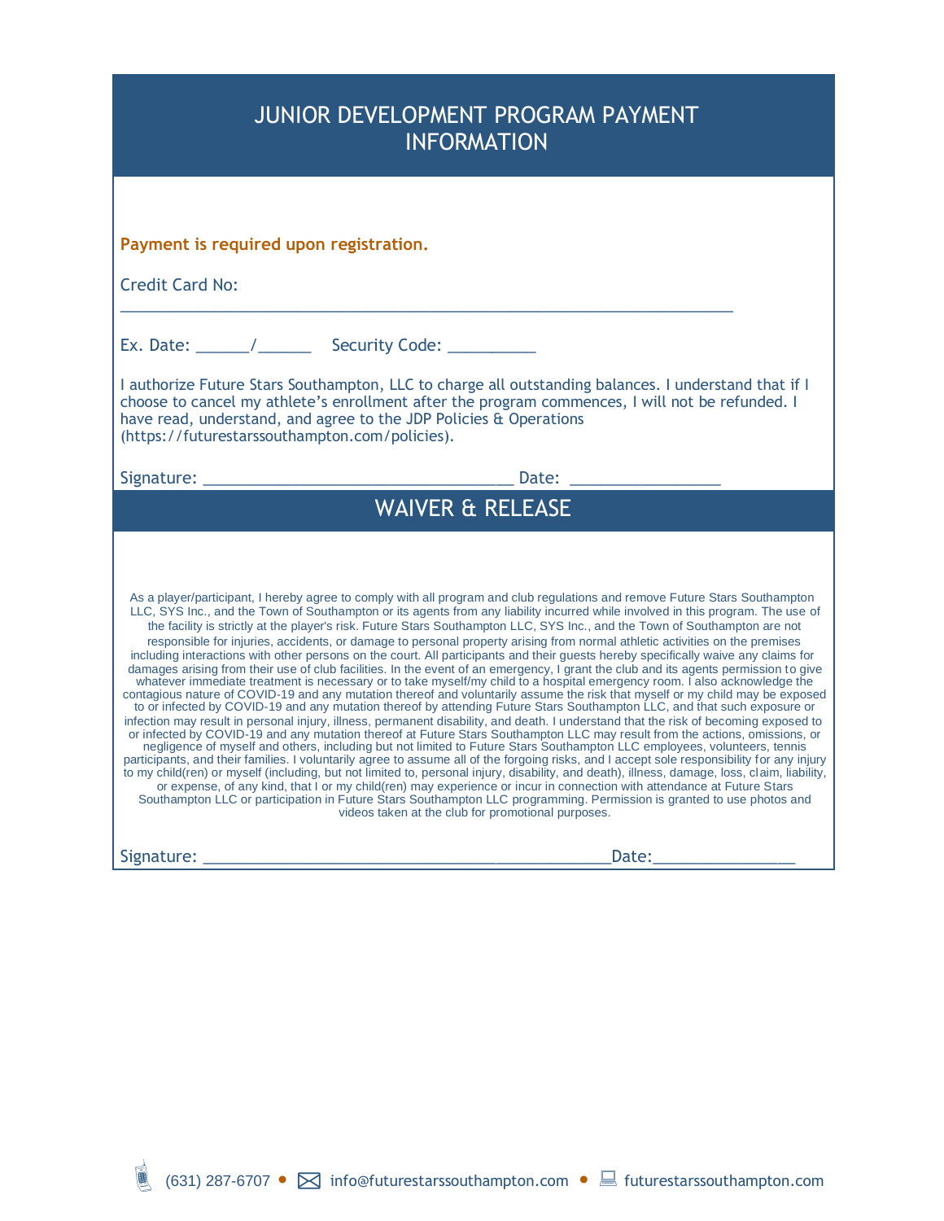# JUNIOR DEVELOPMENT PROGRAM PAYMENT INFORMATION

**Payment is required upon registration.**

Credit Card No: ______________________________________________________________________

Ex. Date: ______/______ Security Code: __________

I authorize Future Stars Southampton, LLC to charge all outstanding balances. I understand that if I choose to cancel my athlete's enrollment after the program commences, I will not be refunded. I have read, understand, and agree to the JDP Policies & Operations (https://futurestarssouthampton.com/policies).

Signature: ___________________________________ Date: ________________

# WAIVER & RELEASE

As a player/participant, I hereby agree to comply with all program and club regulations and remove Future Stars Southampton LLC, SYS Inc., and the Town of Southampton or its agents from any liability incurred while involved in this program. The use of the facility is strictly at the player's risk. Future Stars Southampton LLC, SYS Inc., and the Town of Southampton are not responsible for injuries, accidents, or damage to personal property arising from normal athletic activities on the premises including interactions with other persons on the court. All participants and their guests hereby specifically waive any claims for damages arising from their use of club facilities. In the event of an emergency, I grant the club and its agents permission to give whatever immediate treatment is necessary or to take myself/my child to a hospital emergency room. I also acknowledge the contagious nature of COVID-19 and any mutation thereof and voluntarily assume the risk that myself or my child may be exposed to or infected by COVID-19 and any mutation thereof by attending Future Stars Southampton LLC, and that such exposure or infection may result in personal injury, illness, permanent disability, and death. I understand that the risk of becoming exposed to or infected by COVID-19 and any mutation thereof at Future Stars Southampton LLC may result from the actions, omissions, or negligence of myself and others, including but not limited to Future Stars Southampton LLC employees, volunteers, tennis participants, and their families. I voluntarily agree to assume all of the forgoing risks, and I accept sole responsibility for any injury to my child(ren) or myself (including, but not limited to, personal injury, disability, and death), illness, damage, loss, claim, liability, or expense, of any kind, that I or my child(ren) may experience or incur in connection with attendance at Future Stars Southampton LLC or participation in Future Stars Southampton LLC programming. Permission is granted to use photos and videos taken at the club for promotional purposes.

Signature: ______________________________________________Date:________________

(631) 287-6707 • info@futurestarssouthampton.com • futurestarssouthampton.com